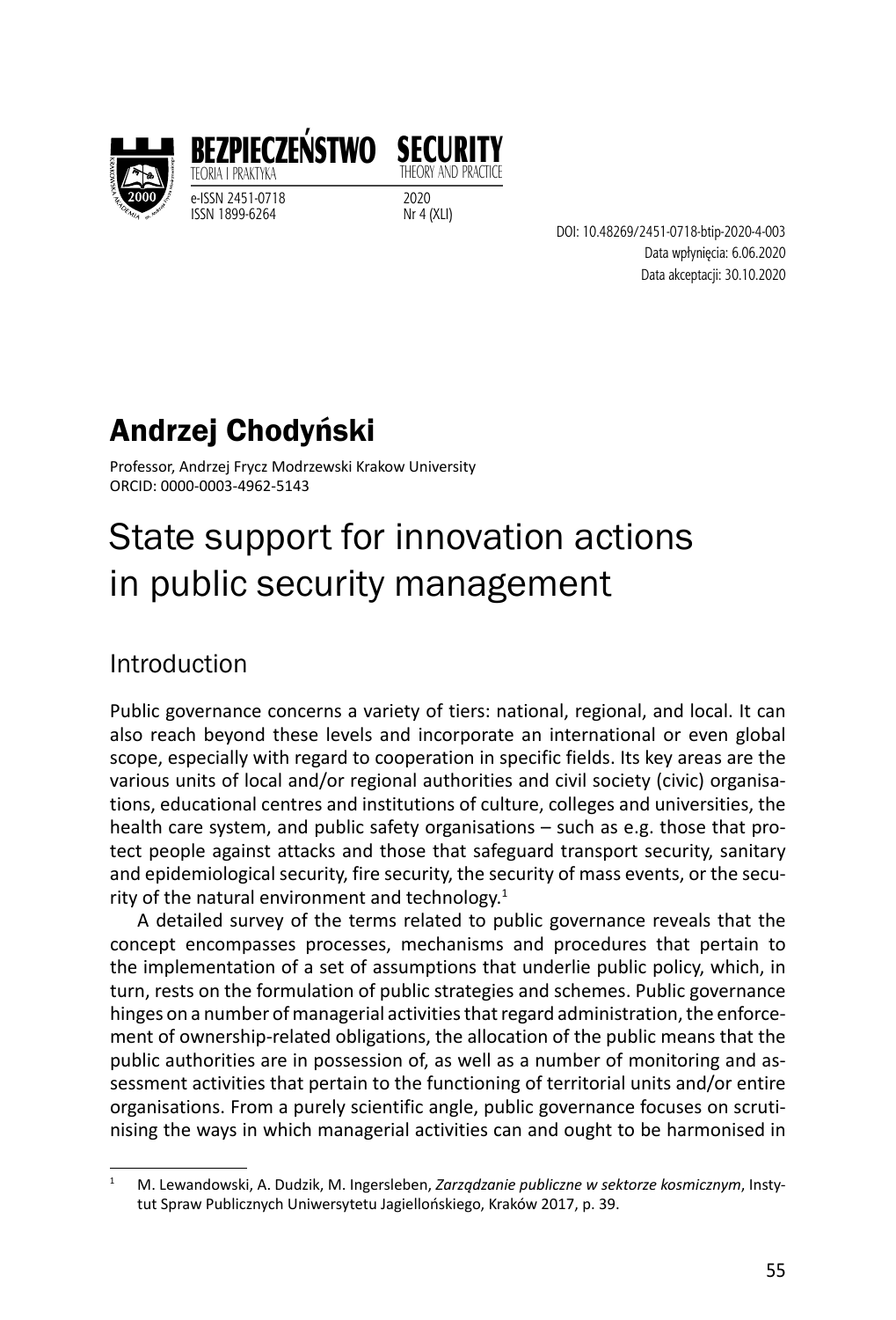BEZPIECZEŃSTWO TEORIA I PRAKTYKA

SECURITY THEORY AND PRACTICE

e-ISSN 2451-0718
ISSN 1899-6264

2020
Nr 4 (XLI)

DOI: 10.48269/2451-0718-btip-2020-4-003
Data wpłynięcia: 6.06.2020
Data akceptacji: 30.10.2020

## Andrzej Chodyński

Professor, Andrzej Frycz Modrzewski Krakow University
ORCID: 0000-0003-4962-5143

# State support for innovation actions in public security management

## Introduction

Public governance concerns a variety of tiers: national, regional, and local. It can also reach beyond these levels and incorporate an international or even global scope, especially with regard to cooperation in specific fields. Its key areas are the various units of local and/or regional authorities and civil society (civic) organisations, educational centres and institutions of culture, colleges and universities, the health care system, and public safety organisations – such as e.g. those that protect people against attacks and those that safeguard transport security, sanitary and epidemiological security, fire security, the security of mass events, or the security of the natural environment and technology.[1]

A detailed survey of the terms related to public governance reveals that the concept encompasses processes, mechanisms and procedures that pertain to the implementation of a set of assumptions that underlie public policy, which, in turn, rests on the formulation of public strategies and schemes. Public governance hinges on a number of managerial activities that regard administration, the enforcement of ownership-related obligations, the allocation of the public means that the public authorities are in possession of, as well as a number of monitoring and assessment activities that pertain to the functioning of territorial units and/or entire organisations. From a purely scientific angle, public governance focuses on scrutinising the ways in which managerial activities can and ought to be harmonised in

[1] M. Lewandowski, A. Dudzik, M. Ingersleben, *Zarządzanie publiczne w sektorze kosmicznym*, Instytut Spraw Publicznych Uniwersytetu Jagiellońskiego, Kraków 2017, p. 39.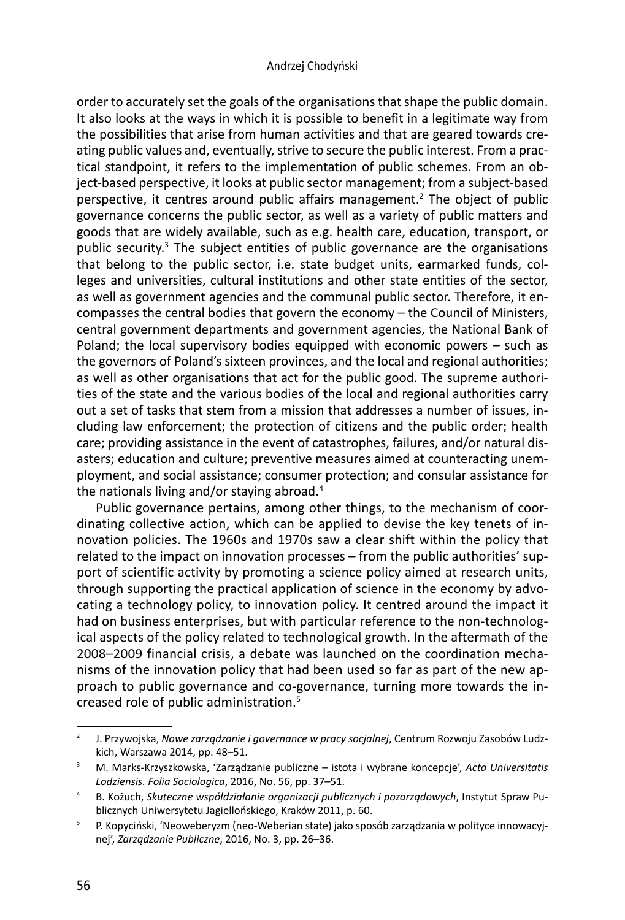order to accurately set the goals of the organisations that shape the public domain. It also looks at the ways in which it is possible to benefit in a legitimate way from the possibilities that arise from human activities and that are geared towards creating public values and, eventually, strive to secure the public interest. From a practical standpoint, it refers to the implementation of public schemes. From an object-based perspective, it looks at public sector management; from a subject-based perspective, it centres around public affairs management.[2] The object of public governance concerns the public sector, as well as a variety of public matters and goods that are widely available, such as e.g. health care, education, transport, or public security.[3] The subject entities of public governance are the organisations that belong to the public sector, i.e. state budget units, earmarked funds, colleges and universities, cultural institutions and other state entities of the sector, as well as government agencies and the communal public sector. Therefore, it encompasses the central bodies that govern the economy – the Council of Ministers, central government departments and government agencies, the National Bank of Poland; the local supervisory bodies equipped with economic powers – such as the governors of Poland's sixteen provinces, and the local and regional authorities; as well as other organisations that act for the public good. The supreme authorities of the state and the various bodies of the local and regional authorities carry out a set of tasks that stem from a mission that addresses a number of issues, including law enforcement; the protection of citizens and the public order; health care; providing assistance in the event of catastrophes, failures, and/or natural disasters; education and culture; preventive measures aimed at counteracting unemployment, and social assistance; consumer protection; and consular assistance for the nationals living and/or staying abroad.[4]

Public governance pertains, among other things, to the mechanism of coordinating collective action, which can be applied to devise the key tenets of innovation policies. The 1960s and 1970s saw a clear shift within the policy that related to the impact on innovation processes – from the public authorities' support of scientific activity by promoting a science policy aimed at research units, through supporting the practical application of science in the economy by advocating a technology policy, to innovation policy. It centred around the impact it had on business enterprises, but with particular reference to the non-technological aspects of the policy related to technological growth. In the aftermath of the 2008–2009 financial crisis, a debate was launched on the coordination mechanisms of the innovation policy that had been used so far as part of the new approach to public governance and co-governance, turning more towards the increased role of public administration.[5]

---

[2] J. Przywojska, *Nowe zarządzanie i governance w pracy socjalnej*, Centrum Rozwoju Zasobów Ludzkich, Warszawa 2014, pp. 48–51.

[3] M. Marks-Krzyszkowska, 'Zarządzanie publiczne – istota i wybrane koncepcje', *Acta Universitatis Lodziensis. Folia Sociologica*, 2016, No. 56, pp. 37–51.

[4] B. Kożuch, *Skuteczne współdziałanie organizacji publicznych i pozarządowych*, Instytut Spraw Publicznych Uniwersytetu Jagiellońskiego, Kraków 2011, p. 60.

[5] P. Kopyciński, 'Neoweberyzm (neo-Weberian state) jako sposób zarządzania w polityce innowacyjnej', *Zarządzanie Publiczne*, 2016, No. 3, pp. 26–36.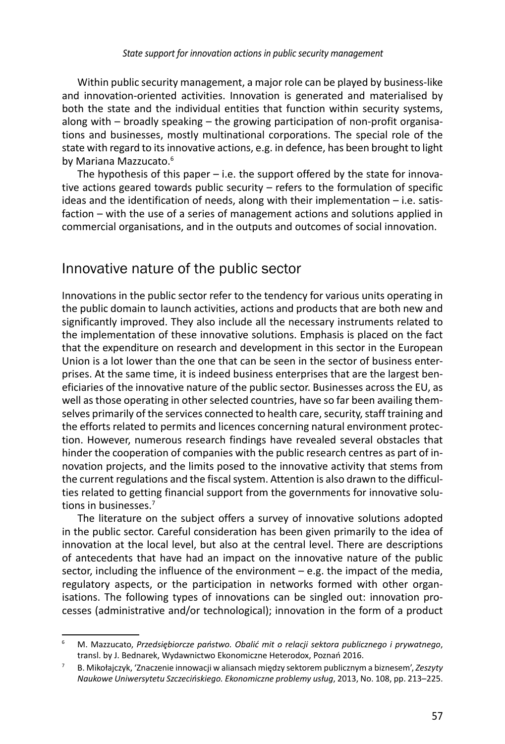Within public security management, a major role can be played by business-like and innovation-oriented activities. Innovation is generated and materialised by both the state and the individual entities that function within security systems, along with – broadly speaking – the growing participation of non-profit organisations and businesses, mostly multinational corporations. The special role of the state with regard to its innovative actions, e.g. in defence, has been brought to light by Mariana Mazzucato.[6]

The hypothesis of this paper – i.e. the support offered by the state for innovative actions geared towards public security – refers to the formulation of specific ideas and the identification of needs, along with their implementation – i.e. satisfaction – with the use of a series of management actions and solutions applied in commercial organisations, and in the outputs and outcomes of social innovation.

## Innovative nature of the public sector

Innovations in the public sector refer to the tendency for various units operating in the public domain to launch activities, actions and products that are both new and significantly improved. They also include all the necessary instruments related to the implementation of these innovative solutions. Emphasis is placed on the fact that the expenditure on research and development in this sector in the European Union is a lot lower than the one that can be seen in the sector of business enterprises. At the same time, it is indeed business enterprises that are the largest beneficiaries of the innovative nature of the public sector. Businesses across the EU, as well as those operating in other selected countries, have so far been availing themselves primarily of the services connected to health care, security, staff training and the efforts related to permits and licences concerning natural environment protection. However, numerous research findings have revealed several obstacles that hinder the cooperation of companies with the public research centres as part of innovation projects, and the limits posed to the innovative activity that stems from the current regulations and the fiscal system. Attention is also drawn to the difficulties related to getting financial support from the governments for innovative solutions in businesses.[7]

The literature on the subject offers a survey of innovative solutions adopted in the public sector. Careful consideration has been given primarily to the idea of innovation at the local level, but also at the central level. There are descriptions of antecedents that have had an impact on the innovative nature of the public sector, including the influence of the environment – e.g. the impact of the media, regulatory aspects, or the participation in networks formed with other organisations. The following types of innovations can be singled out: innovation processes (administrative and/or technological); innovation in the form of a product

---

[6] M. Mazzucato, *Przedsiębiorcze państwo. Obalić mit o relacji sektora publicznego i prywatnego*, transl. by J. Bednarek, Wydawnictwo Ekonomiczne Heterodox, Poznań 2016.

[7] B. Mikołajczyk, 'Znaczenie innowacji w aliansach między sektorem publicznym a biznesem', *Zeszyty Naukowe Uniwersytetu Szczecińskiego. Ekonomiczne problemy usług*, 2013, No. 108, pp. 213–225.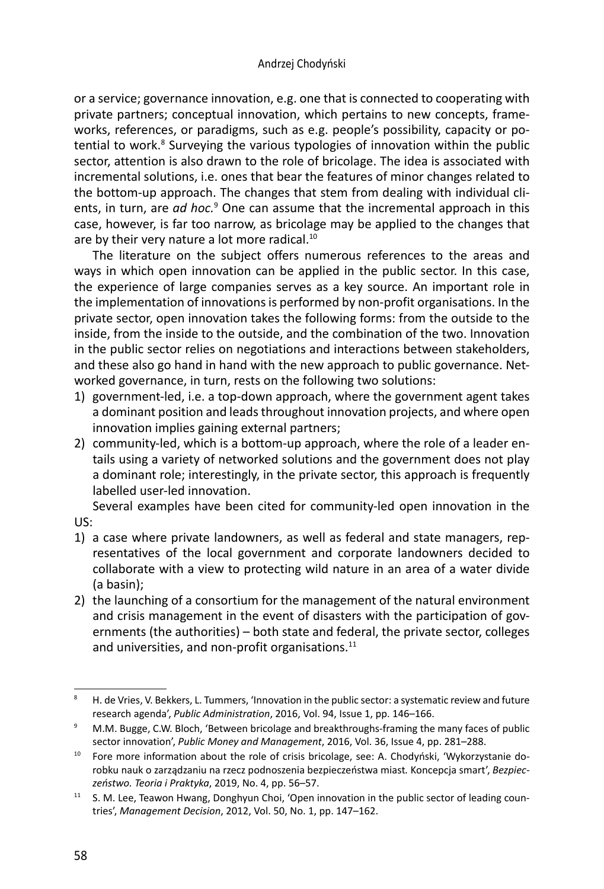or a service; governance innovation, e.g. one that is connected to cooperating with private partners; conceptual innovation, which pertains to new concepts, frameworks, references, or paradigms, such as e.g. people's possibility, capacity or potential to work.[8] Surveying the various typologies of innovation within the public sector, attention is also drawn to the role of bricolage. The idea is associated with incremental solutions, i.e. ones that bear the features of minor changes related to the bottom-up approach. The changes that stem from dealing with individual clients, in turn, are *ad hoc*.[9] One can assume that the incremental approach in this case, however, is far too narrow, as bricolage may be applied to the changes that are by their very nature a lot more radical.[10]

The literature on the subject offers numerous references to the areas and ways in which open innovation can be applied in the public sector. In this case, the experience of large companies serves as a key source. An important role in the implementation of innovations is performed by non-profit organisations. In the private sector, open innovation takes the following forms: from the outside to the inside, from the inside to the outside, and the combination of the two. Innovation in the public sector relies on negotiations and interactions between stakeholders, and these also go hand in hand with the new approach to public governance. Networked governance, in turn, rests on the following two solutions:

1) government-led, i.e. a top-down approach, where the government agent takes a dominant position and leads throughout innovation projects, and where open innovation implies gaining external partners;
2) community-led, which is a bottom-up approach, where the role of a leader entails using a variety of networked solutions and the government does not play a dominant role; interestingly, in the private sector, this approach is frequently labelled user-led innovation.

Several examples have been cited for community-led open innovation in the US:

1) a case where private landowners, as well as federal and state managers, representatives of the local government and corporate landowners decided to collaborate with a view to protecting wild nature in an area of a water divide (a basin);
2) the launching of a consortium for the management of the natural environment and crisis management in the event of disasters with the participation of governments (the authorities) – both state and federal, the private sector, colleges and universities, and non-profit organisations.[11]

---

[8] H. de Vries, V. Bekkers, L. Tummers, 'Innovation in the public sector: a systematic review and future research agenda', *Public Administration*, 2016, Vol. 94, Issue 1, pp. 146–166.

[9] M.M. Bugge, C.W. Bloch, 'Between bricolage and breakthroughs-framing the many faces of public sector innovation', *Public Money and Management*, 2016, Vol. 36, Issue 4, pp. 281–288.

[10] Fore more information about the role of crisis bricolage, see: A. Chodyński, 'Wykorzystanie dorobku nauk o zarządzaniu na rzecz podnoszenia bezpieczeństwa miast. Koncepcja smart', *Bezpieczeństwo. Teoria i Praktyka*, 2019, No. 4, pp. 56–57.

[11] S. M. Lee, Teawon Hwang, Donghyun Choi, 'Open innovation in the public sector of leading countries', *Management Decision*, 2012, Vol. 50, No. 1, pp. 147–162.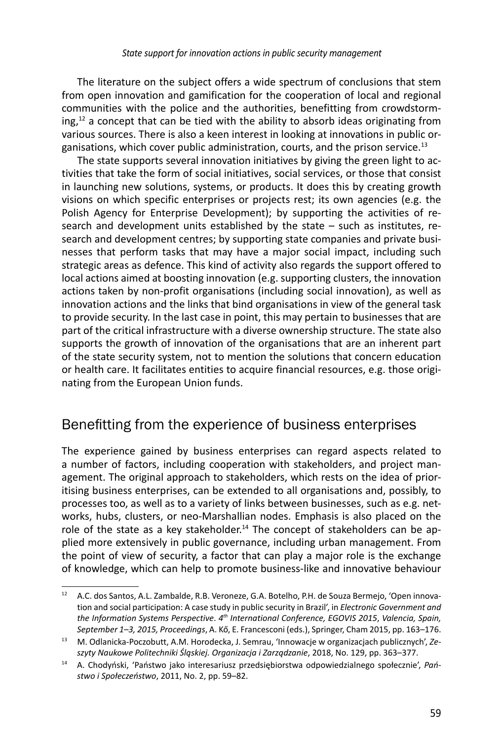The literature on the subject offers a wide spectrum of conclusions that stem from open innovation and gamification for the cooperation of local and regional communities with the police and the authorities, benefitting from crowdstorming,[12] a concept that can be tied with the ability to absorb ideas originating from various sources. There is also a keen interest in looking at innovations in public organisations, which cover public administration, courts, and the prison service.[13]

The state supports several innovation initiatives by giving the green light to activities that take the form of social initiatives, social services, or those that consist in launching new solutions, systems, or products. It does this by creating growth visions on which specific enterprises or projects rest; its own agencies (e.g. the Polish Agency for Enterprise Development); by supporting the activities of research and development units established by the state – such as institutes, research and development centres; by supporting state companies and private businesses that perform tasks that may have a major social impact, including such strategic areas as defence. This kind of activity also regards the support offered to local actions aimed at boosting innovation (e.g. supporting clusters, the innovation actions taken by non-profit organisations (including social innovation), as well as innovation actions and the links that bind organisations in view of the general task to provide security. In the last case in point, this may pertain to businesses that are part of the critical infrastructure with a diverse ownership structure. The state also supports the growth of innovation of the organisations that are an inherent part of the state security system, not to mention the solutions that concern education or health care. It facilitates entities to acquire financial resources, e.g. those originating from the European Union funds.

## Benefitting from the experience of business enterprises

The experience gained by business enterprises can regard aspects related to a number of factors, including cooperation with stakeholders, and project management. The original approach to stakeholders, which rests on the idea of prioritising business enterprises, can be extended to all organisations and, possibly, to processes too, as well as to a variety of links between businesses, such as e.g. networks, hubs, clusters, or neo-Marshallian nodes. Emphasis is also placed on the role of the state as a key stakeholder.[14] The concept of stakeholders can be applied more extensively in public governance, including urban management. From the point of view of security, a factor that can play a major role is the exchange of knowledge, which can help to promote business-like and innovative behaviour

---

[12] A.C. dos Santos, A.L. Zambalde, R.B. Veroneze, G.A. Botelho, P.H. de Souza Bermejo, 'Open innovation and social participation: A case study in public security in Brazil', in *Electronic Government and the Information Systems Perspective. 4th International Conference, EGOVIS 2015, Valencia, Spain, September 1–3, 2015, Proceedings*, A. Kő, E. Francesconi (eds.), Springer, Cham 2015, pp. 163–176.

[13] M. Odlanicka-Poczobutt, A.M. Horodecka, J. Semrau, 'Innowacje w organizacjach publicznych', *Zeszyty Naukowe Politechniki Śląskiej. Organizacja i Zarządzanie*, 2018, No. 129, pp. 363–377.

[14] A. Chodyński, 'Państwo jako interesariusz przedsiębiorstwa odpowiedzialnego społecznie', *Państwo i Społeczeństwo*, 2011, No. 2, pp. 59–82.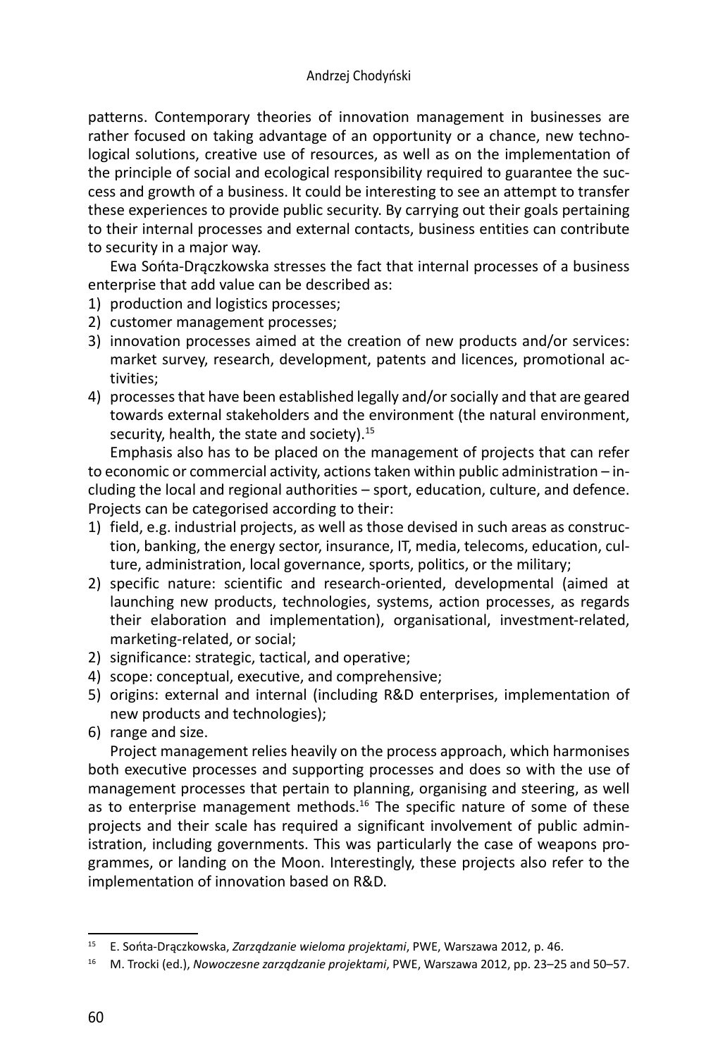patterns. Contemporary theories of innovation management in businesses are rather focused on taking advantage of an opportunity or a chance, new technological solutions, creative use of resources, as well as on the implementation of the principle of social and ecological responsibility required to guarantee the success and growth of a business. It could be interesting to see an attempt to transfer these experiences to provide public security. By carrying out their goals pertaining to their internal processes and external contacts, business entities can contribute to security in a major way.

Ewa Sońta-Drączkowska stresses the fact that internal processes of a business enterprise that add value can be described as:

1) production and logistics processes;
2) customer management processes;
3) innovation processes aimed at the creation of new products and/or services: market survey, research, development, patents and licences, promotional activities;
4) processes that have been established legally and/or socially and that are geared towards external stakeholders and the environment (the natural environment, security, health, the state and society).[15]

Emphasis also has to be placed on the management of projects that can refer to economic or commercial activity, actions taken within public administration – including the local and regional authorities – sport, education, culture, and defence. Projects can be categorised according to their:

1) field, e.g. industrial projects, as well as those devised in such areas as construction, banking, the energy sector, insurance, IT, media, telecoms, education, culture, administration, local governance, sports, politics, or the military;
2) specific nature: scientific and research-oriented, developmental (aimed at launching new products, technologies, systems, action processes, as regards their elaboration and implementation), organisational, investment-related, marketing-related, or social;
2) significance: strategic, tactical, and operative;
4) scope: conceptual, executive, and comprehensive;
5) origins: external and internal (including R&D enterprises, implementation of new products and technologies);
6) range and size.

Project management relies heavily on the process approach, which harmonises both executive processes and supporting processes and does so with the use of management processes that pertain to planning, organising and steering, as well as to enterprise management methods.[16] The specific nature of some of these projects and their scale has required a significant involvement of public administration, including governments. This was particularly the case of weapons programmes, or landing on the Moon. Interestingly, these projects also refer to the implementation of innovation based on R&D.

---

[15] E. Sońta-Drączkowska, *Zarządzanie wieloma projektami*, PWE, Warszawa 2012, p. 46.

[16] M. Trocki (ed.), *Nowoczesne zarządzanie projektami*, PWE, Warszawa 2012, pp. 23–25 and 50–57.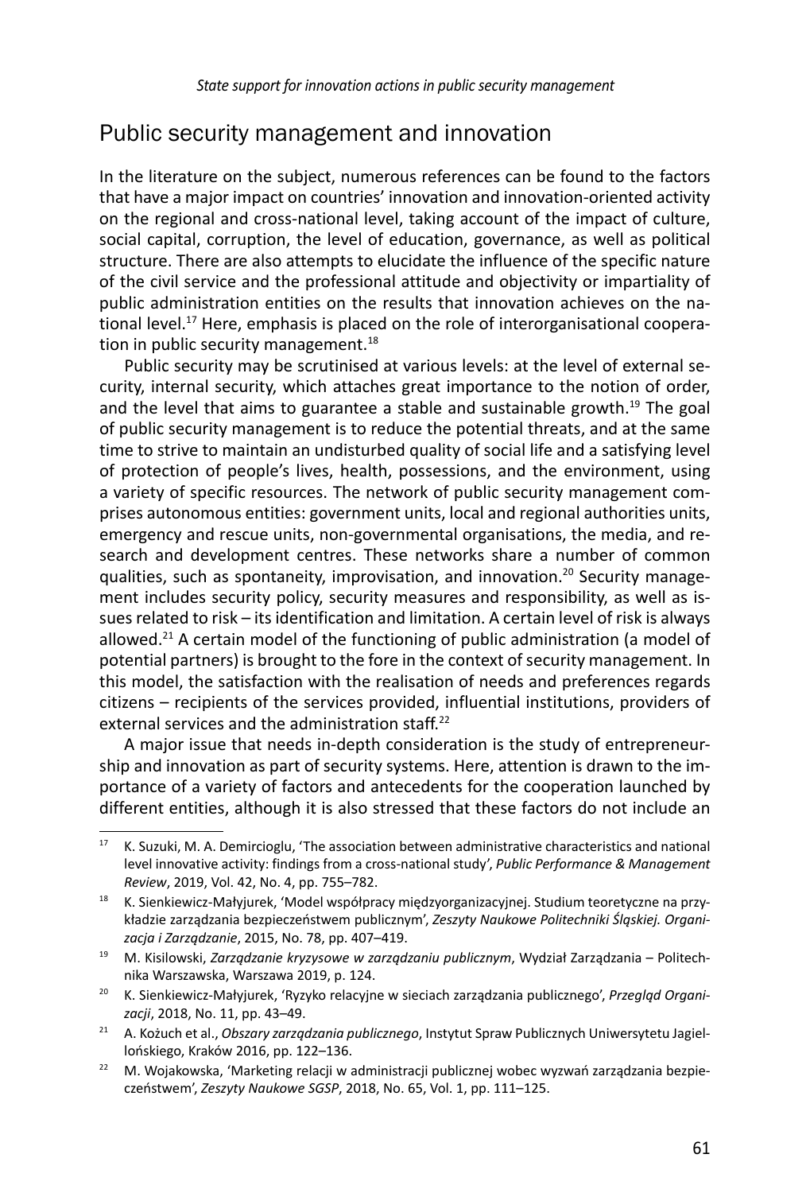## Public security management and innovation

In the literature on the subject, numerous references can be found to the factors that have a major impact on countries' innovation and innovation-oriented activity on the regional and cross-national level, taking account of the impact of culture, social capital, corruption, the level of education, governance, as well as political structure. There are also attempts to elucidate the influence of the specific nature of the civil service and the professional attitude and objectivity or impartiality of public administration entities on the results that innovation achieves on the national level.[17] Here, emphasis is placed on the role of interorganisational cooperation in public security management.[18]

Public security may be scrutinised at various levels: at the level of external security, internal security, which attaches great importance to the notion of order, and the level that aims to guarantee a stable and sustainable growth.[19] The goal of public security management is to reduce the potential threats, and at the same time to strive to maintain an undisturbed quality of social life and a satisfying level of protection of people's lives, health, possessions, and the environment, using a variety of specific resources. The network of public security management comprises autonomous entities: government units, local and regional authorities units, emergency and rescue units, non-governmental organisations, the media, and research and development centres. These networks share a number of common qualities, such as spontaneity, improvisation, and innovation.[20] Security management includes security policy, security measures and responsibility, as well as issues related to risk – its identification and limitation. A certain level of risk is always allowed.[21] A certain model of the functioning of public administration (a model of potential partners) is brought to the fore in the context of security management. In this model, the satisfaction with the realisation of needs and preferences regards citizens – recipients of the services provided, influential institutions, providers of external services and the administration staff.[22]

A major issue that needs in-depth consideration is the study of entrepreneurship and innovation as part of security systems. Here, attention is drawn to the importance of a variety of factors and antecedents for the cooperation launched by different entities, although it is also stressed that these factors do not include an

---

[17] K. Suzuki, M. A. Demircioglu, 'The association between administrative characteristics and national level innovative activity: findings from a cross-national study', *Public Performance & Management Review*, 2019, Vol. 42, No. 4, pp. 755–782.

[18] K. Sienkiewicz-Małyjurek, 'Model współpracy międzyorganizacyjnej. Studium teoretyczne na przykładzie zarządzania bezpieczeństwem publicznym', *Zeszyty Naukowe Politechniki Śląskiej. Organizacja i Zarządzanie*, 2015, No. 78, pp. 407–419.

[19] M. Kisilowski, *Zarządzanie kryzysowe w zarządzaniu publicznym*, Wydział Zarządzania – Politechnika Warszawska, Warszawa 2019, p. 124.

[20] K. Sienkiewicz-Małyjurek, 'Ryzyko relacyjne w sieciach zarządzania publicznego', *Przegląd Organizacji*, 2018, No. 11, pp. 43–49.

[21] A. Kożuch et al., *Obszary zarządzania publicznego*, Instytut Spraw Publicznych Uniwersytetu Jagiellońskiego, Kraków 2016, pp. 122–136.

[22] M. Wojakowska, 'Marketing relacji w administracji publicznej wobec wyzwań zarządzania bezpieczeństwem', *Zeszyty Naukowe SGSP*, 2018, No. 65, Vol. 1, pp. 111–125.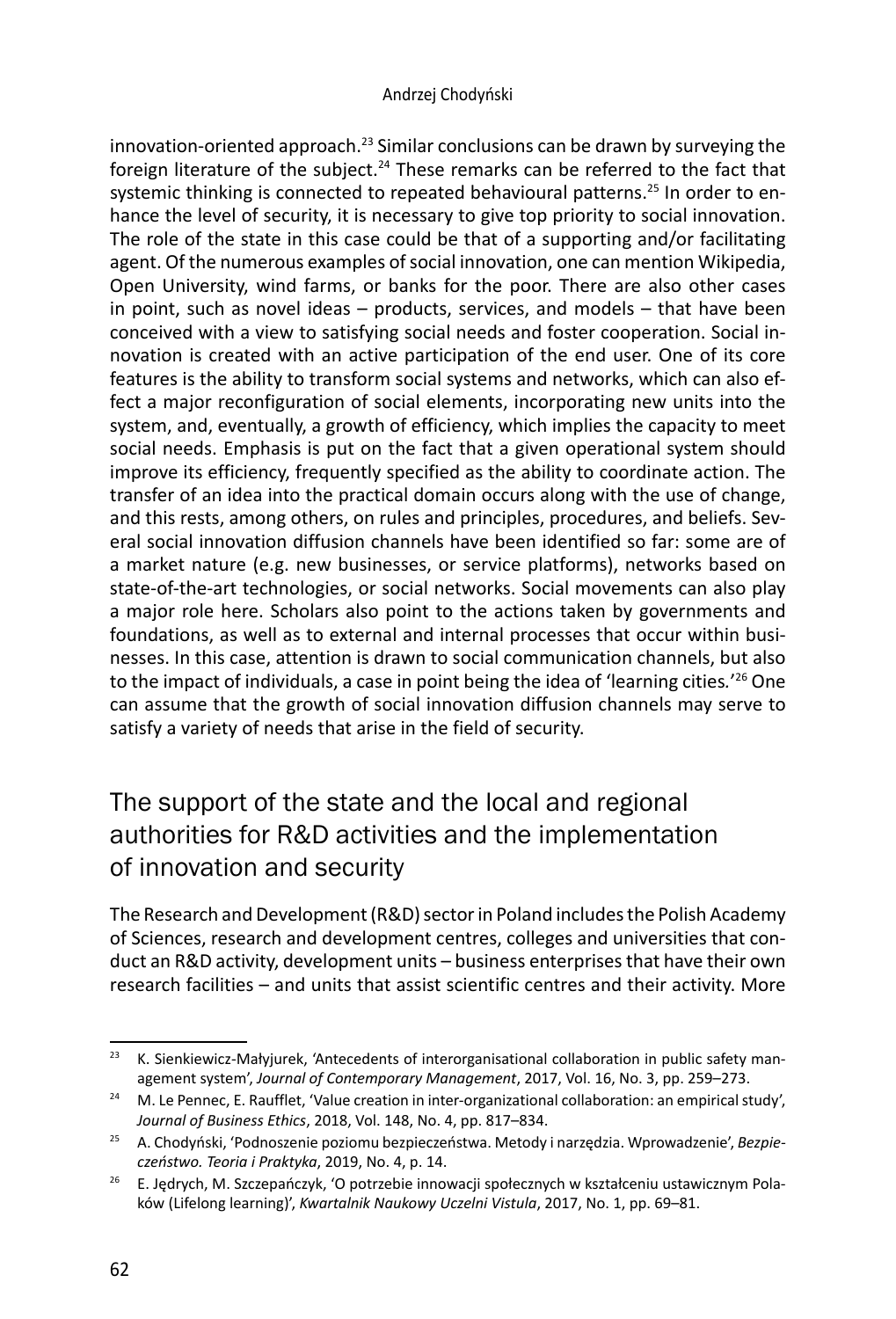innovation-oriented approach.[23] Similar conclusions can be drawn by surveying the foreign literature of the subject.[24] These remarks can be referred to the fact that systemic thinking is connected to repeated behavioural patterns.[25] In order to enhance the level of security, it is necessary to give top priority to social innovation. The role of the state in this case could be that of a supporting and/or facilitating agent. Of the numerous examples of social innovation, one can mention Wikipedia, Open University, wind farms, or banks for the poor. There are also other cases in point, such as novel ideas – products, services, and models – that have been conceived with a view to satisfying social needs and foster cooperation. Social innovation is created with an active participation of the end user. One of its core features is the ability to transform social systems and networks, which can also effect a major reconfiguration of social elements, incorporating new units into the system, and, eventually, a growth of efficiency, which implies the capacity to meet social needs. Emphasis is put on the fact that a given operational system should improve its efficiency, frequently specified as the ability to coordinate action. The transfer of an idea into the practical domain occurs along with the use of change, and this rests, among others, on rules and principles, procedures, and beliefs. Several social innovation diffusion channels have been identified so far: some are of a market nature (e.g. new businesses, or service platforms), networks based on state-of-the-art technologies, or social networks. Social movements can also play a major role here. Scholars also point to the actions taken by governments and foundations, as well as to external and internal processes that occur within businesses. In this case, attention is drawn to social communication channels, but also to the impact of individuals, a case in point being the idea of 'learning cities.'[26] One can assume that the growth of social innovation diffusion channels may serve to satisfy a variety of needs that arise in the field of security.

## The support of the state and the local and regional authorities for R&D activities and the implementation of innovation and security

The Research and Development (R&D) sector in Poland includes the Polish Academy of Sciences, research and development centres, colleges and universities that conduct an R&D activity, development units – business enterprises that have their own research facilities – and units that assist scientific centres and their activity. More

---

[23] K. Sienkiewicz-Małyjurek, 'Antecedents of interorganisational collaboration in public safety management system', *Journal of Contemporary Management*, 2017, Vol. 16, No. 3, pp. 259–273.

[24] M. Le Pennec, E. Raufflet, 'Value creation in inter-organizational collaboration: an empirical study', *Journal of Business Ethics*, 2018, Vol. 148, No. 4, pp. 817–834.

[25] A. Chodyński, 'Podnoszenie poziomu bezpieczeństwa. Metody i narzędzia. Wprowadzenie', *Bezpieczeństwo. Teoria i Praktyka*, 2019, No. 4, p. 14.

[26] E. Jędrych, M. Szczepańczyk, 'O potrzebie innowacji społecznych w kształceniu ustawicznym Polaków (Lifelong learning)', *Kwartalnik Naukowy Uczelni Vistula*, 2017, No. 1, pp. 69–81.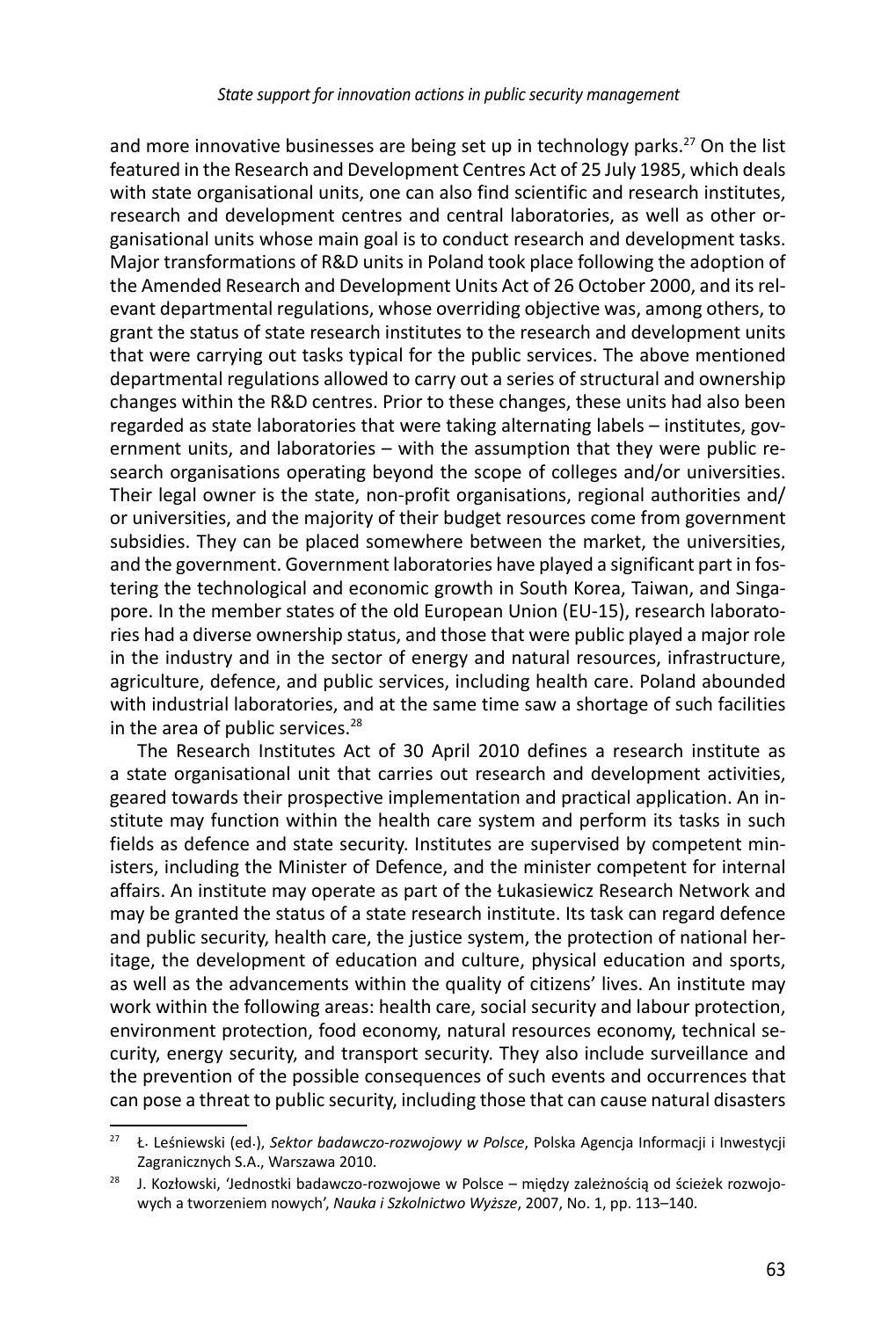and more innovative businesses are being set up in technology parks.[27] On the list featured in the Research and Development Centres Act of 25 July 1985, which deals with state organisational units, one can also find scientific and research institutes, research and development centres and central laboratories, as well as other organisational units whose main goal is to conduct research and development tasks. Major transformations of R&D units in Poland took place following the adoption of the Amended Research and Development Units Act of 26 October 2000, and its relevant departmental regulations, whose overriding objective was, among others, to grant the status of state research institutes to the research and development units that were carrying out tasks typical for the public services. The above mentioned departmental regulations allowed to carry out a series of structural and ownership changes within the R&D centres. Prior to these changes, these units had also been regarded as state laboratories that were taking alternating labels – institutes, government units, and laboratories – with the assumption that they were public research organisations operating beyond the scope of colleges and/or universities. Their legal owner is the state, non-profit organisations, regional authorities and/or universities, and the majority of their budget resources come from government subsidies. They can be placed somewhere between the market, the universities, and the government. Government laboratories have played a significant part in fostering the technological and economic growth in South Korea, Taiwan, and Singapore. In the member states of the old European Union (EU-15), research laboratories had a diverse ownership status, and those that were public played a major role in the industry and in the sector of energy and natural resources, infrastructure, agriculture, defence, and public services, including health care. Poland abounded with industrial laboratories, and at the same time saw a shortage of such facilities in the area of public services.[28]

The Research Institutes Act of 30 April 2010 defines a research institute as a state organisational unit that carries out research and development activities, geared towards their prospective implementation and practical application. An institute may function within the health care system and perform its tasks in such fields as defence and state security. Institutes are supervised by competent ministers, including the Minister of Defence, and the minister competent for internal affairs. An institute may operate as part of the Łukasiewicz Research Network and may be granted the status of a state research institute. Its task can regard defence and public security, health care, the justice system, the protection of national heritage, the development of education and culture, physical education and sports, as well as the advancements within the quality of citizens' lives. An institute may work within the following areas: health care, social security and labour protection, environment protection, food economy, natural resources economy, technical security, energy security, and transport security. They also include surveillance and the prevention of the possible consequences of such events and occurrences that can pose a threat to public security, including those that can cause natural disasters

---

[27] Ł. Leśniewski (ed.), *Sektor badawczo-rozwojowy w Polsce*, Polska Agencja Informacji i Inwestycji Zagranicznych S.A., Warszawa 2010.

[28] J. Kozłowski, 'Jednostki badawczo-rozwojowe w Polsce – między zależnością od ścieżek rozwojowych a tworzeniem nowych', *Nauka i Szkolnictwo Wyższe*, 2007, No. 1, pp. 113–140.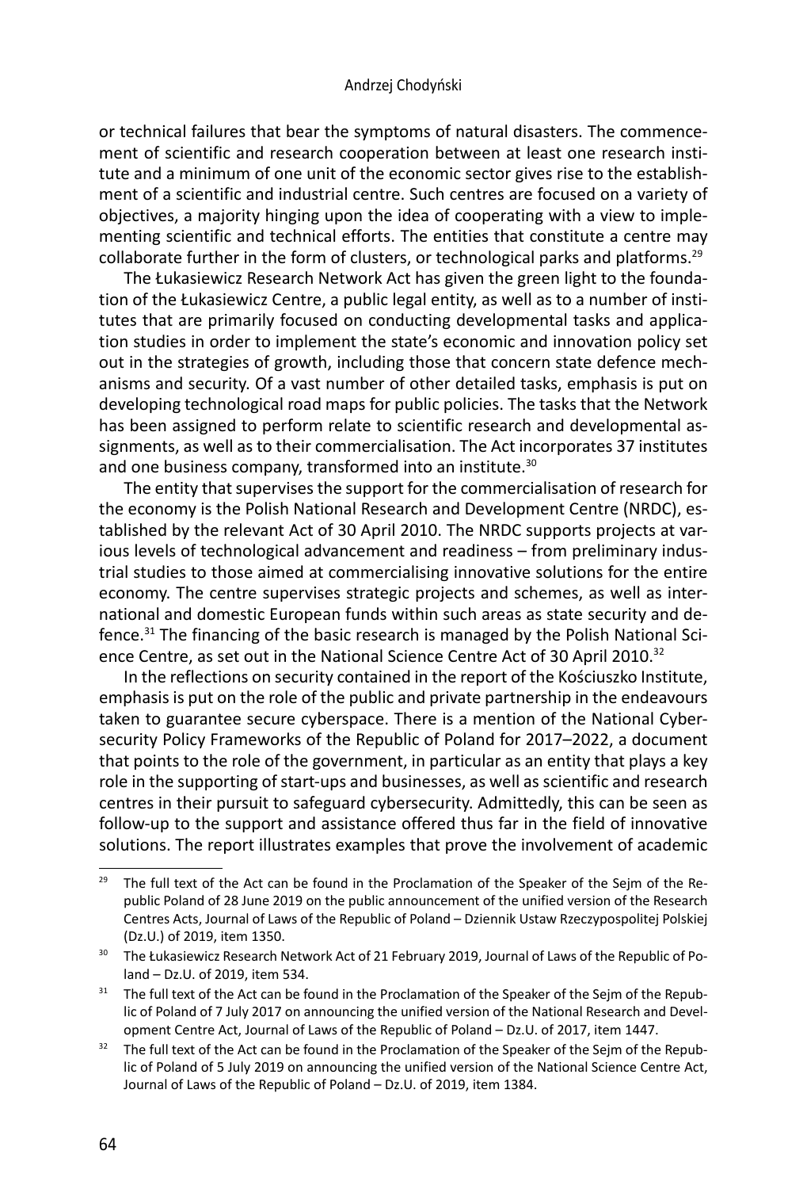or technical failures that bear the symptoms of natural disasters. The commencement of scientific and research cooperation between at least one research institute and a minimum of one unit of the economic sector gives rise to the establishment of a scientific and industrial centre. Such centres are focused on a variety of objectives, a majority hinging upon the idea of cooperating with a view to implementing scientific and technical efforts. The entities that constitute a centre may collaborate further in the form of clusters, or technological parks and platforms.[29]

The Łukasiewicz Research Network Act has given the green light to the foundation of the Łukasiewicz Centre, a public legal entity, as well as to a number of institutes that are primarily focused on conducting developmental tasks and application studies in order to implement the state's economic and innovation policy set out in the strategies of growth, including those that concern state defence mechanisms and security. Of a vast number of other detailed tasks, emphasis is put on developing technological road maps for public policies. The tasks that the Network has been assigned to perform relate to scientific research and developmental assignments, as well as to their commercialisation. The Act incorporates 37 institutes and one business company, transformed into an institute.[30]

The entity that supervises the support for the commercialisation of research for the economy is the Polish National Research and Development Centre (NRDC), established by the relevant Act of 30 April 2010. The NRDC supports projects at various levels of technological advancement and readiness – from preliminary industrial studies to those aimed at commercialising innovative solutions for the entire economy. The centre supervises strategic projects and schemes, as well as international and domestic European funds within such areas as state security and defence.[31] The financing of the basic research is managed by the Polish National Science Centre, as set out in the National Science Centre Act of 30 April 2010.[32]

In the reflections on security contained in the report of the Kościuszko Institute, emphasis is put on the role of the public and private partnership in the endeavours taken to guarantee secure cyberspace. There is a mention of the National Cybersecurity Policy Frameworks of the Republic of Poland for 2017–2022, a document that points to the role of the government, in particular as an entity that plays a key role in the supporting of start-ups and businesses, as well as scientific and research centres in their pursuit to safeguard cybersecurity. Admittedly, this can be seen as follow-up to the support and assistance offered thus far in the field of innovative solutions. The report illustrates examples that prove the involvement of academic

---

[29] The full text of the Act can be found in the Proclamation of the Speaker of the Sejm of the Republic Poland of 28 June 2019 on the public announcement of the unified version of the Research Centres Acts, Journal of Laws of the Republic of Poland – Dziennik Ustaw Rzeczypospolitej Polskiej (Dz.U.) of 2019, item 1350.

[30] The Łukasiewicz Research Network Act of 21 February 2019, Journal of Laws of the Republic of Poland – Dz.U. of 2019, item 534.

[31] The full text of the Act can be found in the Proclamation of the Speaker of the Sejm of the Republic of Poland of 7 July 2017 on announcing the unified version of the National Research and Development Centre Act, Journal of Laws of the Republic of Poland – Dz.U. of 2017, item 1447.

[32] The full text of the Act can be found in the Proclamation of the Speaker of the Sejm of the Republic of Poland of 5 July 2019 on announcing the unified version of the National Science Centre Act, Journal of Laws of the Republic of Poland – Dz.U. of 2019, item 1384.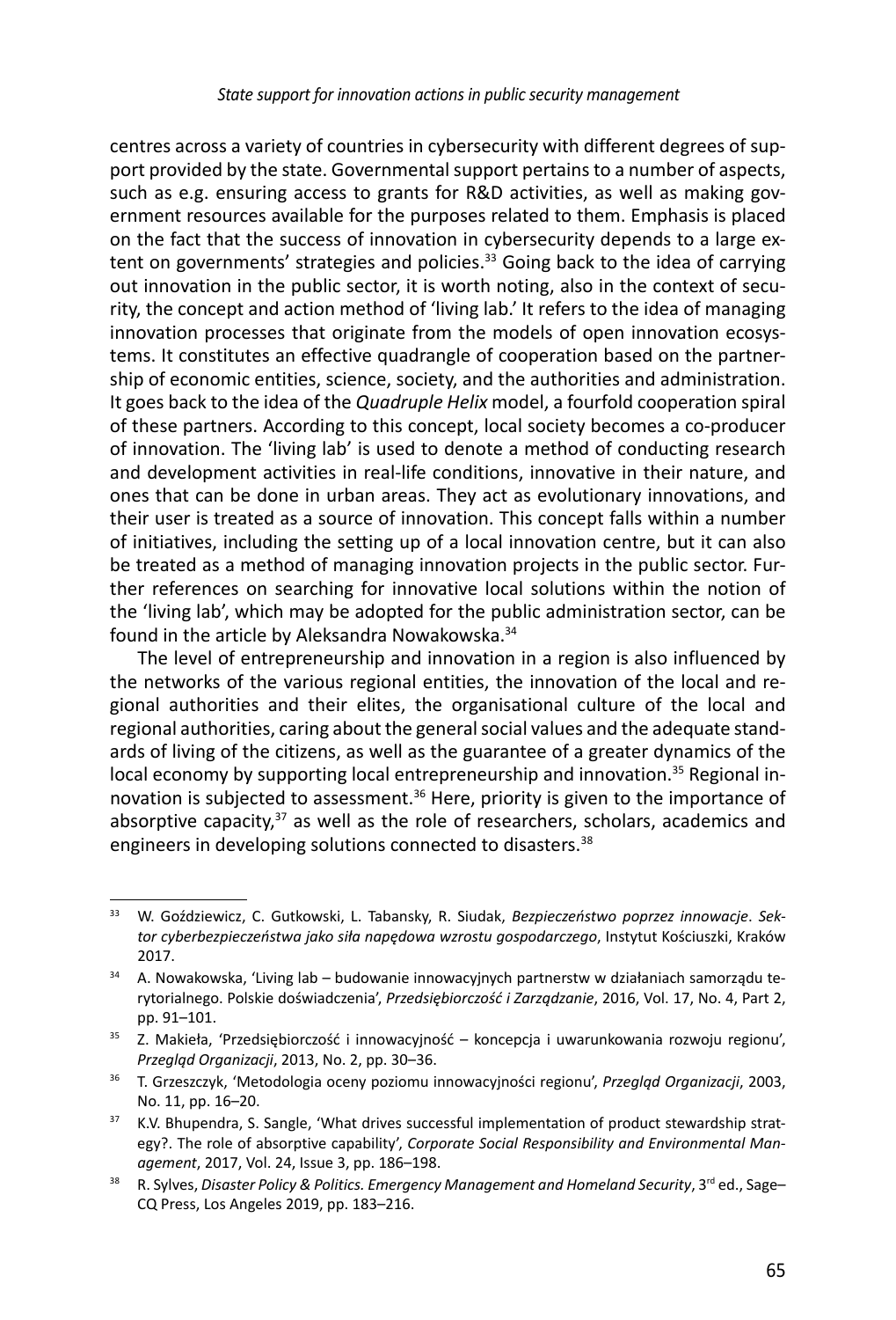centres across a variety of countries in cybersecurity with different degrees of support provided by the state. Governmental support pertains to a number of aspects, such as e.g. ensuring access to grants for R&D activities, as well as making government resources available for the purposes related to them. Emphasis is placed on the fact that the success of innovation in cybersecurity depends to a large extent on governments' strategies and policies.[33] Going back to the idea of carrying out innovation in the public sector, it is worth noting, also in the context of security, the concept and action method of 'living lab.' It refers to the idea of managing innovation processes that originate from the models of open innovation ecosystems. It constitutes an effective quadrangle of cooperation based on the partnership of economic entities, science, society, and the authorities and administration. It goes back to the idea of the *Quadruple Helix* model, a fourfold cooperation spiral of these partners. According to this concept, local society becomes a co-producer of innovation. The 'living lab' is used to denote a method of conducting research and development activities in real-life conditions, innovative in their nature, and ones that can be done in urban areas. They act as evolutionary innovations, and their user is treated as a source of innovation. This concept falls within a number of initiatives, including the setting up of a local innovation centre, but it can also be treated as a method of managing innovation projects in the public sector. Further references on searching for innovative local solutions within the notion of the 'living lab', which may be adopted for the public administration sector, can be found in the article by Aleksandra Nowakowska.[34]

The level of entrepreneurship and innovation in a region is also influenced by the networks of the various regional entities, the innovation of the local and regional authorities and their elites, the organisational culture of the local and regional authorities, caring about the general social values and the adequate standards of living of the citizens, as well as the guarantee of a greater dynamics of the local economy by supporting local entrepreneurship and innovation.[35] Regional innovation is subjected to assessment.[36] Here, priority is given to the importance of absorptive capacity,[37] as well as the role of researchers, scholars, academics and engineers in developing solutions connected to disasters.[38]

---

[33] W. Goździewicz, C. Gutkowski, L. Tabansky, R. Siudak, *Bezpieczeństwo poprzez innowacje*. *Sektor cyberbezpieczeństwa jako siła napędowa wzrostu gospodarczego*, Instytut Kościuszki, Kraków 2017.

[34] A. Nowakowska, 'Living lab – budowanie innowacyjnych partnerstw w działaniach samorządu terytorialnego. Polskie doświadczenia', *Przedsiębiorczość i Zarządzanie*, 2016, Vol. 17, No. 4, Part 2, pp. 91–101.

[35] Z. Makieła, 'Przedsiębiorczość i innowacyjność – koncepcja i uwarunkowania rozwoju regionu', *Przegląd Organizacji*, 2013, No. 2, pp. 30–36.

[36] T. Grzeszczyk, 'Metodologia oceny poziomu innowacyjności regionu', *Przegląd Organizacji*, 2003, No. 11, pp. 16–20.

[37] K.V. Bhupendra, S. Sangle, 'What drives successful implementation of product stewardship strategy?. The role of absorptive capability', *Corporate Social Responsibility and Environmental Management*, 2017, Vol. 24, Issue 3, pp. 186–198.

[38] R. Sylves, *Disaster Policy & Politics. Emergency Management and Homeland Security*, 3rd ed., Sage–CQ Press, Los Angeles 2019, pp. 183–216.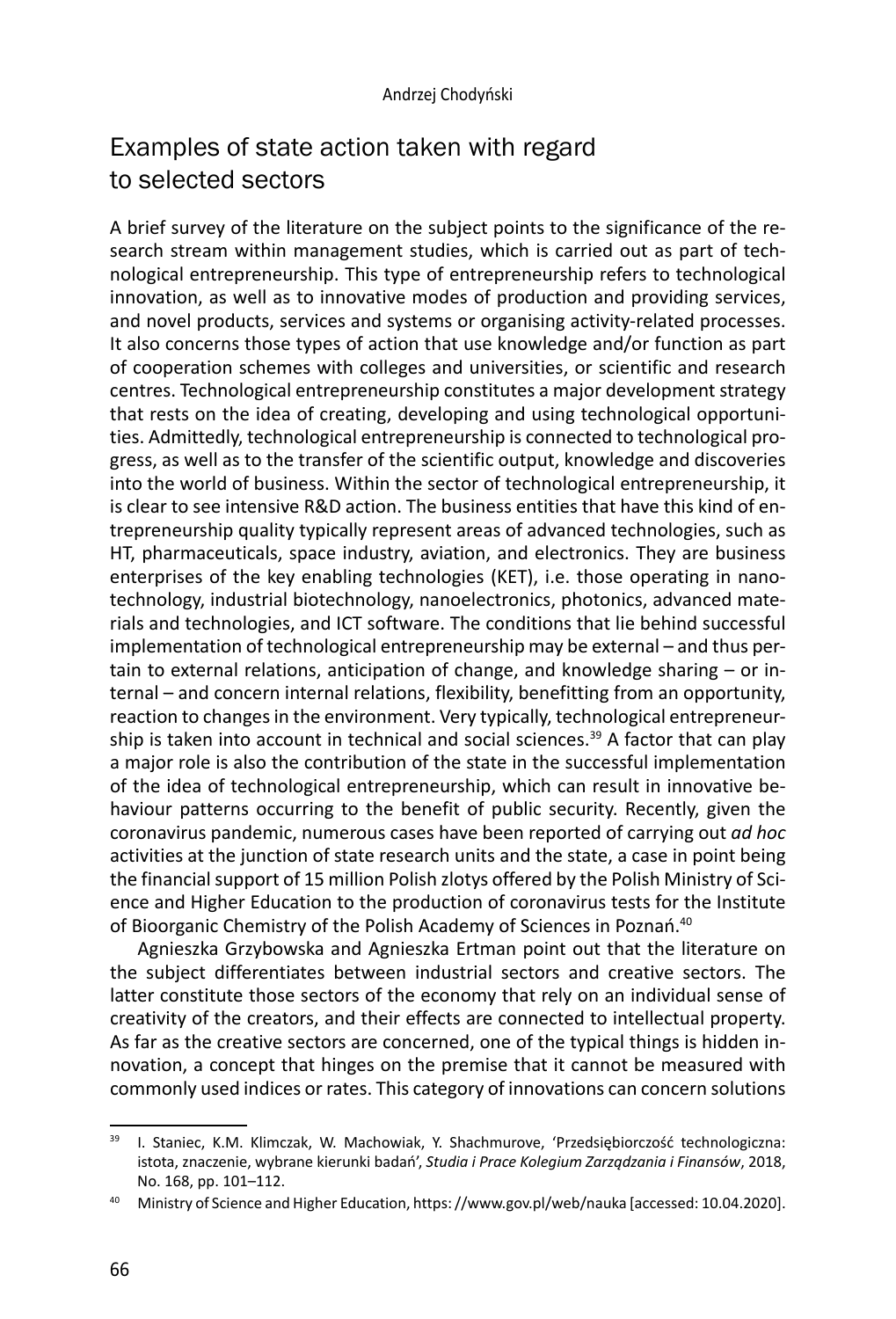## Examples of state action taken with regard to selected sectors

A brief survey of the literature on the subject points to the significance of the research stream within management studies, which is carried out as part of technological entrepreneurship. This type of entrepreneurship refers to technological innovation, as well as to innovative modes of production and providing services, and novel products, services and systems or organising activity-related processes. It also concerns those types of action that use knowledge and/or function as part of cooperation schemes with colleges and universities, or scientific and research centres. Technological entrepreneurship constitutes a major development strategy that rests on the idea of creating, developing and using technological opportunities. Admittedly, technological entrepreneurship is connected to technological progress, as well as to the transfer of the scientific output, knowledge and discoveries into the world of business. Within the sector of technological entrepreneurship, it is clear to see intensive R&D action. The business entities that have this kind of entrepreneurship quality typically represent areas of advanced technologies, such as HT, pharmaceuticals, space industry, aviation, and electronics. They are business enterprises of the key enabling technologies (KET), i.e. those operating in nanotechnology, industrial biotechnology, nanoelectronics, photonics, advanced materials and technologies, and ICT software. The conditions that lie behind successful implementation of technological entrepreneurship may be external – and thus pertain to external relations, anticipation of change, and knowledge sharing – or internal – and concern internal relations, flexibility, benefitting from an opportunity, reaction to changes in the environment. Very typically, technological entrepreneurship is taken into account in technical and social sciences.[39] A factor that can play a major role is also the contribution of the state in the successful implementation of the idea of technological entrepreneurship, which can result in innovative behaviour patterns occurring to the benefit of public security. Recently, given the coronavirus pandemic, numerous cases have been reported of carrying out *ad hoc* activities at the junction of state research units and the state, a case in point being the financial support of 15 million Polish zlotys offered by the Polish Ministry of Science and Higher Education to the production of coronavirus tests for the Institute of Bioorganic Chemistry of the Polish Academy of Sciences in Poznań.[40]

Agnieszka Grzybowska and Agnieszka Ertman point out that the literature on the subject differentiates between industrial sectors and creative sectors. The latter constitute those sectors of the economy that rely on an individual sense of creativity of the creators, and their effects are connected to intellectual property. As far as the creative sectors are concerned, one of the typical things is hidden innovation, a concept that hinges on the premise that it cannot be measured with commonly used indices or rates. This category of innovations can concern solutions

---

[39] I. Staniec, K.M. Klimczak, W. Machowiak, Y. Shachmurove, 'Przedsiębiorczość technologiczna: istota, znaczenie, wybrane kierunki badań', *Studia i Prace Kolegium Zarządzania i Finansów*, 2018, No. 168, pp. 101–112.

[40] Ministry of Science and Higher Education, https: //www.gov.pl/web/nauka [accessed: 10.04.2020].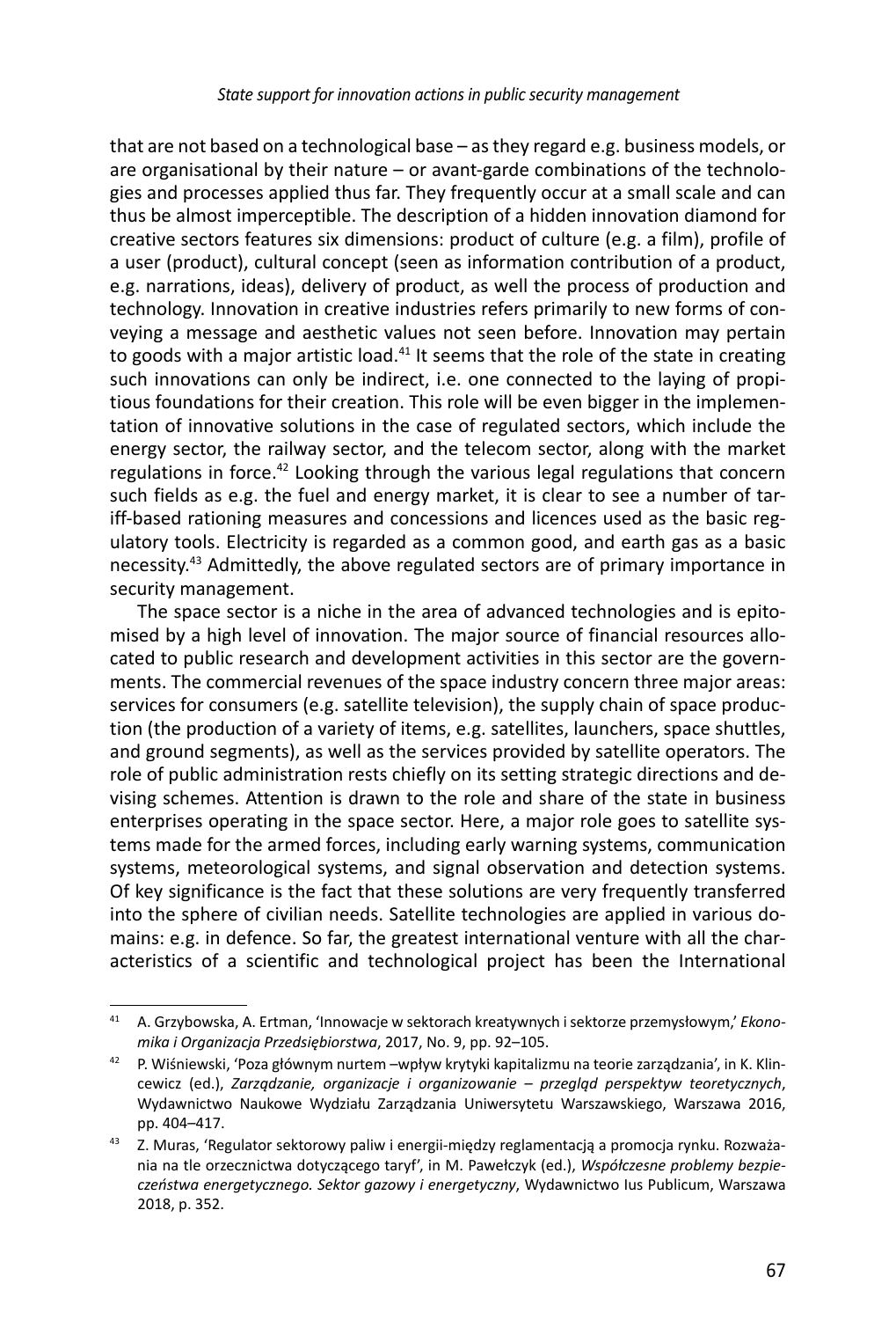that are not based on a technological base – as they regard e.g. business models, or are organisational by their nature – or avant-garde combinations of the technologies and processes applied thus far. They frequently occur at a small scale and can thus be almost imperceptible. The description of a hidden innovation diamond for creative sectors features six dimensions: product of culture (e.g. a film), profile of a user (product), cultural concept (seen as information contribution of a product, e.g. narrations, ideas), delivery of product, as well the process of production and technology. Innovation in creative industries refers primarily to new forms of conveying a message and aesthetic values not seen before. Innovation may pertain to goods with a major artistic load.[41] It seems that the role of the state in creating such innovations can only be indirect, i.e. one connected to the laying of propitious foundations for their creation. This role will be even bigger in the implementation of innovative solutions in the case of regulated sectors, which include the energy sector, the railway sector, and the telecom sector, along with the market regulations in force.[42] Looking through the various legal regulations that concern such fields as e.g. the fuel and energy market, it is clear to see a number of tariff-based rationing measures and concessions and licences used as the basic regulatory tools. Electricity is regarded as a common good, and earth gas as a basic necessity.[43] Admittedly, the above regulated sectors are of primary importance in security management.

The space sector is a niche in the area of advanced technologies and is epitomised by a high level of innovation. The major source of financial resources allocated to public research and development activities in this sector are the governments. The commercial revenues of the space industry concern three major areas: services for consumers (e.g. satellite television), the supply chain of space production (the production of a variety of items, e.g. satellites, launchers, space shuttles, and ground segments), as well as the services provided by satellite operators. The role of public administration rests chiefly on its setting strategic directions and devising schemes. Attention is drawn to the role and share of the state in business enterprises operating in the space sector. Here, a major role goes to satellite systems made for the armed forces, including early warning systems, communication systems, meteorological systems, and signal observation and detection systems. Of key significance is the fact that these solutions are very frequently transferred into the sphere of civilian needs. Satellite technologies are applied in various domains: e.g. in defence. So far, the greatest international venture with all the characteristics of a scientific and technological project has been the International

---

[41] A. Grzybowska, A. Ertman, 'Innowacje w sektorach kreatywnych i sektorze przemysłowym,' *Ekonomika i Organizacja Przedsiębiorstwa*, 2017, No. 9, pp. 92–105.

[42] P. Wiśniewski, 'Poza głównym nurtem –wpływ krytyki kapitalizmu na teorie zarządzania', in K. Klincewicz (ed.), *Zarządzanie, organizacje i organizowanie – przegląd perspektyw teoretycznych*, Wydawnictwo Naukowe Wydziału Zarządzania Uniwersytetu Warszawskiego, Warszawa 2016, pp. 404–417.

[43] Z. Muras, 'Regulator sektorowy paliw i energii-między reglamentacją a promocja rynku. Rozważania na tle orzecznictwa dotyczącego taryf', in M. Pawełczyk (ed.), *Współczesne problemy bezpieczeństwa energetycznego. Sektor gazowy i energetyczny*, Wydawnictwo Ius Publicum, Warszawa 2018, p. 352.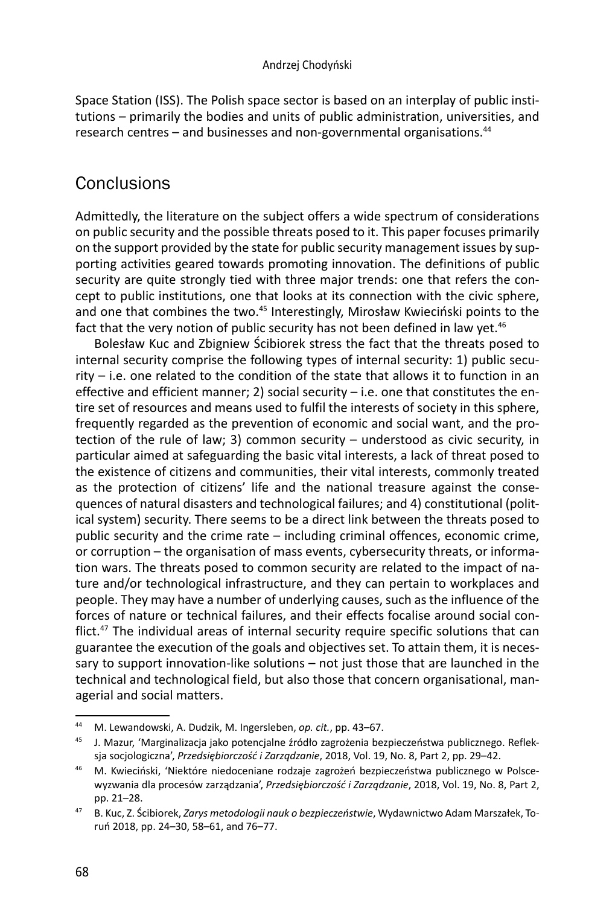Space Station (ISS). The Polish space sector is based on an interplay of public institutions – primarily the bodies and units of public administration, universities, and research centres – and businesses and non-governmental organisations.[44]

## Conclusions

Admittedly, the literature on the subject offers a wide spectrum of considerations on public security and the possible threats posed to it. This paper focuses primarily on the support provided by the state for public security management issues by supporting activities geared towards promoting innovation. The definitions of public security are quite strongly tied with three major trends: one that refers the concept to public institutions, one that looks at its connection with the civic sphere, and one that combines the two.[45] Interestingly, Mirosław Kwieciński points to the fact that the very notion of public security has not been defined in law yet.[46]

Bolesław Kuc and Zbigniew Ścibiorek stress the fact that the threats posed to internal security comprise the following types of internal security: 1) public security – i.e. one related to the condition of the state that allows it to function in an effective and efficient manner; 2) social security – i.e. one that constitutes the entire set of resources and means used to fulfil the interests of society in this sphere, frequently regarded as the prevention of economic and social want, and the protection of the rule of law; 3) common security – understood as civic security, in particular aimed at safeguarding the basic vital interests, a lack of threat posed to the existence of citizens and communities, their vital interests, commonly treated as the protection of citizens' life and the national treasure against the consequences of natural disasters and technological failures; and 4) constitutional (political system) security. There seems to be a direct link between the threats posed to public security and the crime rate – including criminal offences, economic crime, or corruption – the organisation of mass events, cybersecurity threats, or information wars. The threats posed to common security are related to the impact of nature and/or technological infrastructure, and they can pertain to workplaces and people. They may have a number of underlying causes, such as the influence of the forces of nature or technical failures, and their effects focalise around social conflict.[47] The individual areas of internal security require specific solutions that can guarantee the execution of the goals and objectives set. To attain them, it is necessary to support innovation-like solutions – not just those that are launched in the technical and technological field, but also those that concern organisational, managerial and social matters.

---

[44] M. Lewandowski, A. Dudzik, M. Ingersleben, *op. cit.*, pp. 43–67.

[45] J. Mazur, 'Marginalizacja jako potencjalne źródło zagrożenia bezpieczeństwa publicznego. Refleksja socjologiczna', *Przedsiębiorczość i Zarządzanie*, 2018, Vol. 19, No. 8, Part 2, pp. 29–42.

[46] M. Kwieciński, 'Niektóre niedoceniane rodzaje zagrożeń bezpieczeństwa publicznego w Polsce-wyzwania dla procesów zarządzania', *Przedsiębiorczość i Zarządzanie*, 2018, Vol. 19, No. 8, Part 2, pp. 21–28.

[47] B. Kuc, Z. Ścibiorek, *Zarys metodologii nauk o bezpieczeństwie*, Wydawnictwo Adam Marszałek, Toruń 2018, pp. 24–30, 58–61, and 76–77.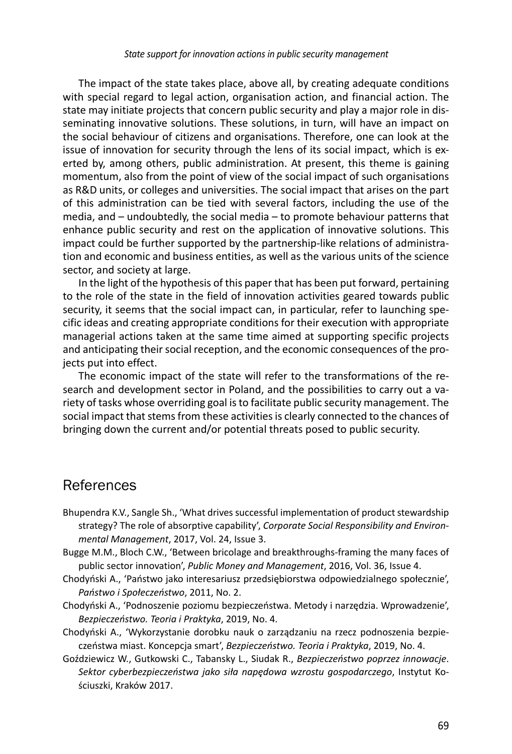The impact of the state takes place, above all, by creating adequate conditions with special regard to legal action, organisation action, and financial action. The state may initiate projects that concern public security and play a major role in disseminating innovative solutions. These solutions, in turn, will have an impact on the social behaviour of citizens and organisations. Therefore, one can look at the issue of innovation for security through the lens of its social impact, which is exerted by, among others, public administration. At present, this theme is gaining momentum, also from the point of view of the social impact of such organisations as R&D units, or colleges and universities. The social impact that arises on the part of this administration can be tied with several factors, including the use of the media, and – undoubtedly, the social media – to promote behaviour patterns that enhance public security and rest on the application of innovative solutions. This impact could be further supported by the partnership-like relations of administration and economic and business entities, as well as the various units of the science sector, and society at large.

In the light of the hypothesis of this paper that has been put forward, pertaining to the role of the state in the field of innovation activities geared towards public security, it seems that the social impact can, in particular, refer to launching specific ideas and creating appropriate conditions for their execution with appropriate managerial actions taken at the same time aimed at supporting specific projects and anticipating their social reception, and the economic consequences of the projects put into effect.

The economic impact of the state will refer to the transformations of the research and development sector in Poland, and the possibilities to carry out a variety of tasks whose overriding goal is to facilitate public security management. The social impact that stems from these activities is clearly connected to the chances of bringing down the current and/or potential threats posed to public security.

## References

Bhupendra K.V., Sangle Sh., 'What drives successful implementation of product stewardship strategy? The role of absorptive capability', *Corporate Social Responsibility and Environmental Management*, 2017, Vol. 24, Issue 3.

Bugge M.M., Bloch C.W., 'Between bricolage and breakthroughs-framing the many faces of public sector innovation', *Public Money and Management*, 2016, Vol. 36, Issue 4.

Chodyński A., 'Państwo jako interesariusz przedsiębiorstwa odpowiedzialnego społecznie', *Państwo i Społeczeństwo*, 2011, No. 2.

Chodyński A., 'Podnoszenie poziomu bezpieczeństwa. Metody i narzędzia. Wprowadzenie', *Bezpieczeństwo. Teoria i Praktyka*, 2019, No. 4.

Chodyński A., 'Wykorzystanie dorobku nauk o zarządzaniu na rzecz podnoszenia bezpieczeństwa miast. Koncepcja smart', *Bezpieczeństwo. Teoria i Praktyka*, 2019, No. 4.

Goździewicz W., Gutkowski C., Tabansky L., Siudak R., *Bezpieczeństwo poprzez innowacje. Sektor cyberbezpieczeństwa jako siła napędowa wzrostu gospodarczego*, Instytut Kościuszki, Kraków 2017.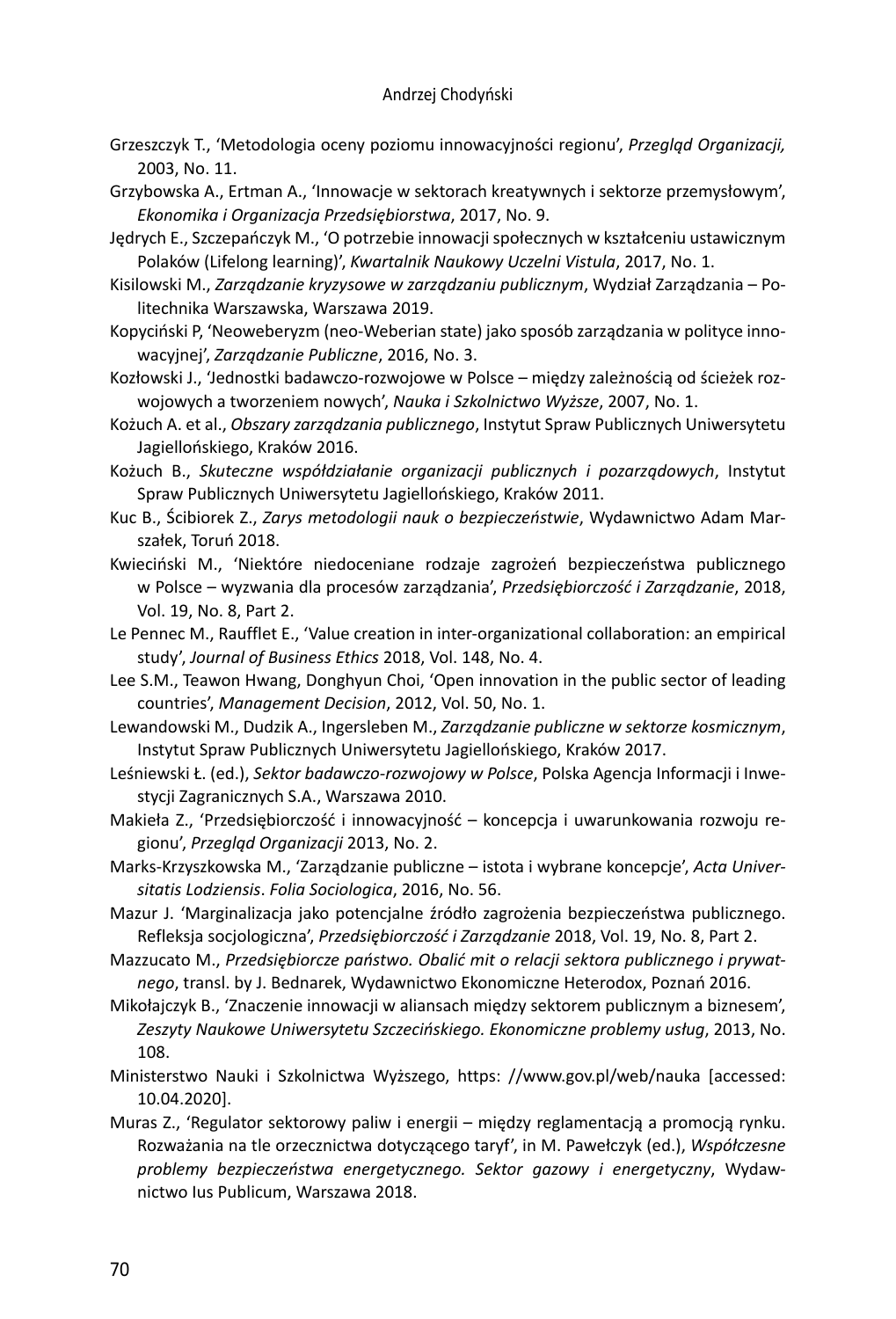Grzeszczyk T., 'Metodologia oceny poziomu innowacyjności regionu', *Przegląd Organizacji,* 2003, No. 11.

Grzybowska A., Ertman A., 'Innowacje w sektorach kreatywnych i sektorze przemysłowym', *Ekonomika i Organizacja Przedsiębiorstwa*, 2017, No. 9.

Jędrych E., Szczepańczyk M., 'O potrzebie innowacji społecznych w kształceniu ustawicznym Polaków (Lifelong learning)', *Kwartalnik Naukowy Uczelni Vistula*, 2017, No. 1.

Kisilowski M., *Zarządzanie kryzysowe w zarządzaniu publicznym*, Wydział Zarządzania – Politechnika Warszawska, Warszawa 2019.

Kopyciński P, 'Neoweberyzm (neo-Weberian state) jako sposób zarządzania w polityce innowacyjnej', *Zarządzanie Publiczne*, 2016, No. 3.

Kozłowski J., 'Jednostki badawczo-rozwojowe w Polsce – między zależnością od ścieżek rozwojowych a tworzeniem nowych', *Nauka i Szkolnictwo Wyższe*, 2007, No. 1.

Kożuch A. et al., *Obszary zarządzania publicznego*, Instytut Spraw Publicznych Uniwersytetu Jagiellońskiego, Kraków 2016.

Kożuch B., *Skuteczne współdziałanie organizacji publicznych i pozarządowych*, Instytut Spraw Publicznych Uniwersytetu Jagiellońskiego, Kraków 2011.

Kuc B., Ścibiorek Z., *Zarys metodologii nauk o bezpieczeństwie*, Wydawnictwo Adam Marszałek, Toruń 2018.

Kwieciński M., 'Niektóre niedoceniane rodzaje zagrożeń bezpieczeństwa publicznego w Polsce – wyzwania dla procesów zarządzania', *Przedsiębiorczość i Zarządzanie*, 2018, Vol. 19, No. 8, Part 2.

Le Pennec M., Raufflet E., 'Value creation in inter-organizational collaboration: an empirical study', *Journal of Business Ethics* 2018, Vol. 148, No. 4.

Lee S.M., Teawon Hwang, Donghyun Choi, 'Open innovation in the public sector of leading countries', *Management Decision*, 2012, Vol. 50, No. 1.

Lewandowski M., Dudzik A., Ingersleben M., *Zarządzanie publiczne w sektorze kosmicznym*, Instytut Spraw Publicznych Uniwersytetu Jagiellońskiego, Kraków 2017.

Leśniewski Ł. (ed.), *Sektor badawczo-rozwojowy w Polsce*, Polska Agencja Informacji i Inwestycji Zagranicznych S.A., Warszawa 2010.

Makieła Z., 'Przedsiębiorczość i innowacyjność – koncepcja i uwarunkowania rozwoju regionu', *Przegląd Organizacji* 2013, No. 2.

Marks-Krzyszkowska M., 'Zarządzanie publiczne – istota i wybrane koncepcje', *Acta Universitatis Lodziensis*. *Folia Sociologica*, 2016, No. 56.

Mazur J. 'Marginalizacja jako potencjalne źródło zagrożenia bezpieczeństwa publicznego. Refleksja socjologiczna', *Przedsiębiorczość i Zarządzanie* 2018, Vol. 19, No. 8, Part 2.

Mazzucato M., *Przedsiębiorcze państwo. Obalić mit o relacji sektora publicznego i prywatnego*, transl. by J. Bednarek, Wydawnictwo Ekonomiczne Heterodox, Poznań 2016.

Mikołajczyk B., 'Znaczenie innowacji w aliansach między sektorem publicznym a biznesem', *Zeszyty Naukowe Uniwersytetu Szczecińskiego. Ekonomiczne problemy usług*, 2013, No. 108.

Ministerstwo Nauki i Szkolnictwa Wyższego, https: //www.gov.pl/web/nauka [accessed: 10.04.2020].

Muras Z., 'Regulator sektorowy paliw i energii – między reglamentacją a promocją rynku. Rozważania na tle orzecznictwa dotyczącego taryf', in M. Pawełczyk (ed.), *Współczesne problemy bezpieczeństwa energetycznego. Sektor gazowy i energetyczny*, Wydawnictwo Ius Publicum, Warszawa 2018.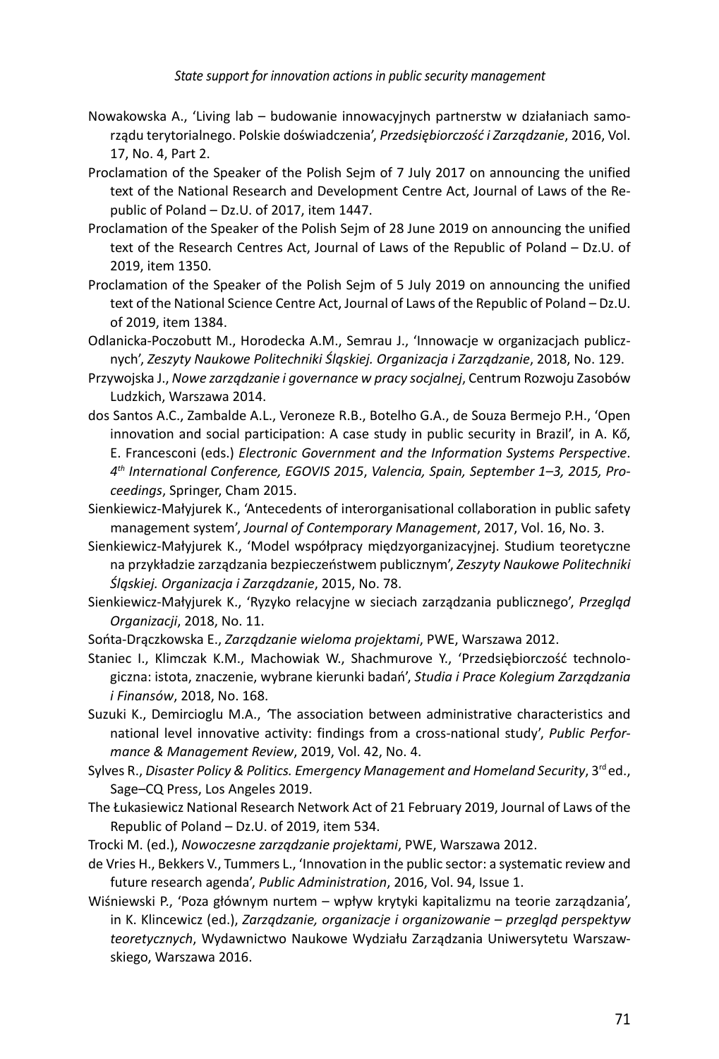Nowakowska A., 'Living lab – budowanie innowacyjnych partnerstw w działaniach samorządu terytorialnego. Polskie doświadczenia', *Przedsiębiorczość i Zarządzanie*, 2016, Vol. 17, No. 4, Part 2.

Proclamation of the Speaker of the Polish Sejm of 7 July 2017 on announcing the unified text of the National Research and Development Centre Act, Journal of Laws of the Republic of Poland – Dz.U. of 2017, item 1447.

Proclamation of the Speaker of the Polish Sejm of 28 June 2019 on announcing the unified text of the Research Centres Act, Journal of Laws of the Republic of Poland – Dz.U. of 2019, item 1350.

Proclamation of the Speaker of the Polish Sejm of 5 July 2019 on announcing the unified text of the National Science Centre Act, Journal of Laws of the Republic of Poland – Dz.U. of 2019, item 1384.

Odlanicka-Poczobutt M., Horodecka A.M., Semrau J., 'Innowacje w organizacjach publicznych', *Zeszyty Naukowe Politechniki Śląskiej. Organizacja i Zarządzanie*, 2018, No. 129.

Przywojska J., *Nowe zarządzanie i governance w pracy socjalnej*, Centrum Rozwoju Zasobów Ludzkich, Warszawa 2014.

dos Santos A.C., Zambalde A.L., Veroneze R.B., Botelho G.A., de Souza Bermejo P.H., 'Open innovation and social participation: A case study in public security in Brazil', in A. Kő, E. Francesconi (eds.) *Electronic Government and the Information Systems Perspective. 4th International Conference, EGOVIS 2015*, *Valencia, Spain, September 1–3, 2015, Proceedings*, Springer, Cham 2015.

Sienkiewicz-Małyjurek K., 'Antecedents of interorganisational collaboration in public safety management system', *Journal of Contemporary Management*, 2017, Vol. 16, No. 3.

Sienkiewicz-Małyjurek K., 'Model współpracy międzyorganizacyjnej. Studium teoretyczne na przykładzie zarządzania bezpieczeństwem publicznym', *Zeszyty Naukowe Politechniki Śląskiej. Organizacja i Zarządzanie*, 2015, No. 78.

Sienkiewicz-Małyjurek K., 'Ryzyko relacyjne w sieciach zarządzania publicznego', *Przegląd Organizacji*, 2018, No. 11.

Sońta-Drączkowska E., *Zarządzanie wieloma projektami*, PWE, Warszawa 2012.

Staniec I., Klimczak K.M., Machowiak W., Shachmurove Y., 'Przedsiębiorczość technologiczna: istota, znaczenie, wybrane kierunki badań', *Studia i Prace Kolegium Zarządzania i Finansów*, 2018, No. 168.

Suzuki K., Demircioglu M.A., 'The association between administrative characteristics and national level innovative activity: findings from a cross-national study', *Public Performance & Management Review*, 2019, Vol. 42, No. 4.

Sylves R., *Disaster Policy & Politics. Emergency Management and Homeland Security*, 3rd ed., Sage–CQ Press, Los Angeles 2019.

The Łukasiewicz National Research Network Act of 21 February 2019, Journal of Laws of the Republic of Poland – Dz.U. of 2019, item 534.

Trocki M. (ed.), *Nowoczesne zarządzanie projektami*, PWE, Warszawa 2012.

de Vries H., Bekkers V., Tummers L., 'Innovation in the public sector: a systematic review and future research agenda', *Public Administration*, 2016, Vol. 94, Issue 1.

Wiśniewski P., 'Poza głównym nurtem – wpływ krytyki kapitalizmu na teorie zarządzania', in K. Klincewicz (ed.), *Zarządzanie, organizacje i organizowanie – przegląd perspektyw teoretycznych*, Wydawnictwo Naukowe Wydziału Zarządzania Uniwersytetu Warszawskiego, Warszawa 2016.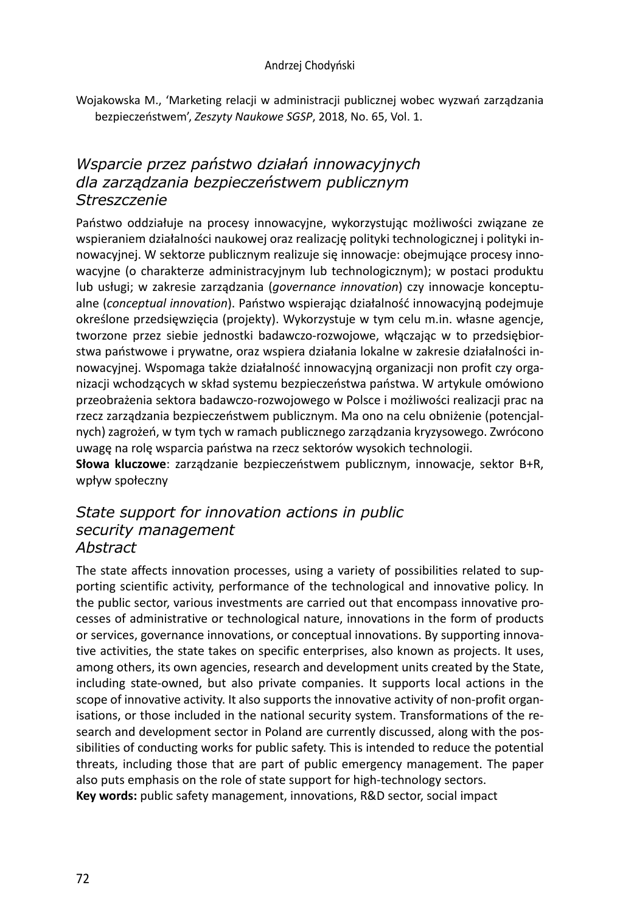Wojakowska M., 'Marketing relacji w administracji publicznej wobec wyzwań zarządzania bezpieczeństwem', *Zeszyty Naukowe SGSP*, 2018, No. 65, Vol. 1.

## *Wsparcie przez państwo działań innowacyjnych dla zarządzania bezpieczeństwem publicznym Streszczenie*

Państwo oddziałuje na procesy innowacyjne, wykorzystując możliwości związane ze wspieraniem działalności naukowej oraz realizację polityki technologicznej i polityki innowacyjnej. W sektorze publicznym realizuje się innowacje: obejmujące procesy innowacyjne (o charakterze administracyjnym lub technologicznym); w postaci produktu lub usługi; w zakresie zarządzania (*governance innovation*) czy innowacje konceptualne (*conceptual innovation*). Państwo wspierając działalność innowacyjną podejmuje określone przedsięwzięcia (projekty). Wykorzystuje w tym celu m.in. własne agencje, tworzone przez siebie jednostki badawczo-rozwojowe, włączając w to przedsiębiorstwa państwowe i prywatne, oraz wspiera działania lokalne w zakresie działalności innowacyjnej. Wspomaga także działalność innowacyjną organizacji non profit czy organizacji wchodzących w skład systemu bezpieczeństwa państwa. W artykule omówiono przeobrażenia sektora badawczo-rozwojowego w Polsce i możliwości realizacji prac na rzecz zarządzania bezpieczeństwem publicznym. Ma ono na celu obniżenie (potencjalnych) zagrożeń, w tym tych w ramach publicznego zarządzania kryzysowego. Zwrócono uwagę na rolę wsparcia państwa na rzecz sektorów wysokich technologii.

**Słowa kluczowe**: zarządzanie bezpieczeństwem publicznym, innowacje, sektor B+R, wpływ społeczny

## *State support for innovation actions in public security management Abstract*

The state affects innovation processes, using a variety of possibilities related to supporting scientific activity, performance of the technological and innovative policy. In the public sector, various investments are carried out that encompass innovative processes of administrative or technological nature, innovations in the form of products or services, governance innovations, or conceptual innovations. By supporting innovative activities, the state takes on specific enterprises, also known as projects. It uses, among others, its own agencies, research and development units created by the State, including state-owned, but also private companies. It supports local actions in the scope of innovative activity. It also supports the innovative activity of non-profit organisations, or those included in the national security system. Transformations of the research and development sector in Poland are currently discussed, along with the possibilities of conducting works for public safety. This is intended to reduce the potential threats, including those that are part of public emergency management. The paper also puts emphasis on the role of state support for high-technology sectors.

**Key words:** public safety management, innovations, R&D sector, social impact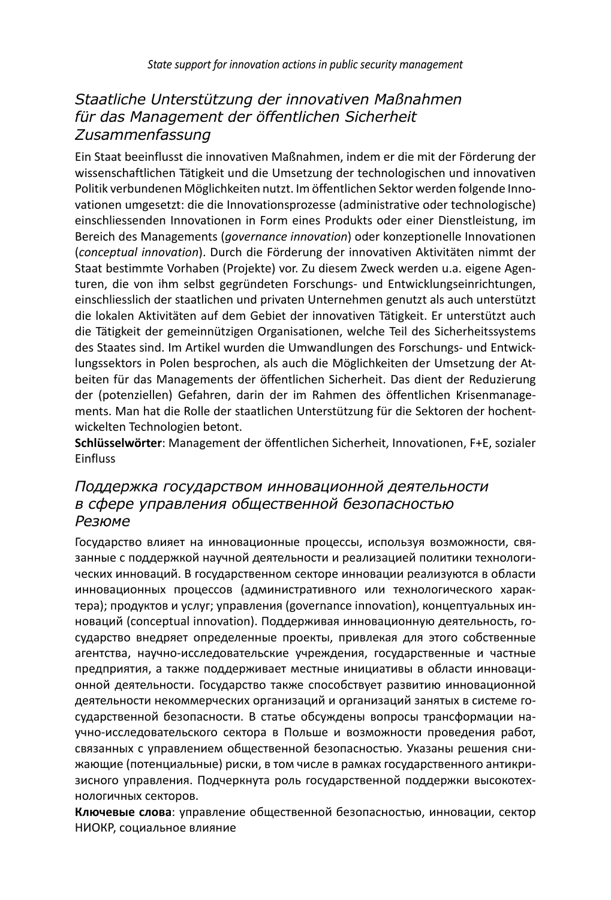## *Staatliche Unterstützung der innovativen Maßnahmen für das Management der öffentlichen Sicherheit*
## *Zusammenfassung*

Ein Staat beeinflusst die innovativen Maßnahmen, indem er die mit der Förderung der wissenschaftlichen Tätigkeit und die Umsetzung der technologischen und innovativen Politik verbundenen Möglichkeiten nutzt. Im öffentlichen Sektor werden folgende Innovationen umgesetzt: die die Innovationsprozesse (administrative oder technologische) einschliessenden Innovationen in Form eines Produkts oder einer Dienstleistung, im Bereich des Managements (*governance innovation*) oder konzeptionelle Innovationen (*conceptual innovation*). Durch die Förderung der innovativen Aktivitäten nimmt der Staat bestimmte Vorhaben (Projekte) vor. Zu diesem Zweck werden u.a. eigene Agenturen, die von ihm selbst gegründeten Forschungs- und Entwicklungseinrichtungen, einschliesslich der staatlichen und privaten Unternehmen genutzt als auch unterstützt die lokalen Aktivitäten auf dem Gebiet der innovativen Tätigkeit. Er unterstützt auch die Tätigkeit der gemeinnützigen Organisationen, welche Teil des Sicherheitssystems des Staates sind. Im Artikel wurden die Umwandlungen des Forschungs- und Entwicklungssektors in Polen besprochen, als auch die Möglichkeiten der Umsetzung der Atbeiten für das Managements der öffentlichen Sicherheit. Das dient der Reduzierung der (potenziellen) Gefahren, darin der im Rahmen des öffentlichen Krisenmanagements. Man hat die Rolle der staatlichen Unterstützung für die Sektoren der hochentwickelten Technologien betont.

**Schlüsselwörter**: Management der öffentlichen Sicherheit, Innovationen, F+E, sozialer Einfluss

## *Поддержка государством инновационной деятельности в сфере управления общественной безопасностью*
## *Резюме*

Государство влияет на инновационные процессы, используя возможности, связанные с поддержкой научной деятельности и реализацией политики технологических инноваций. В государственном секторе инновации реализуются в области инновационных процессов (административного или технологического характера); продуктов и услуг; управления (governance innovation), концептуальных инноваций (conceptual innovation). Поддерживая инновационную деятельность, государство внедряет определенные проекты, привлекая для этого собственные агентства, научно-исследовательские учреждения, государственные и частные предприятия, а также поддерживает местные инициативы в области инновационной деятельности. Государство также способствует развитию инновационной деятельности некоммерческих организаций и организаций занятых в системе государственной безопасности. В статье обсуждены вопросы трансформации научно-исследовательского сектора в Польше и возможности проведения работ, связанных с управлением общественной безопасностью. Указаны решения снижающие (потенциальные) риски, в том числе в рамках государственного антикризисного управления. Подчеркнута роль государственной поддержки высокотехнологичных секторов.

**Ключевые слова**: управление общественной безопасностью, инновации, сектор НИОКР, социальное влияние